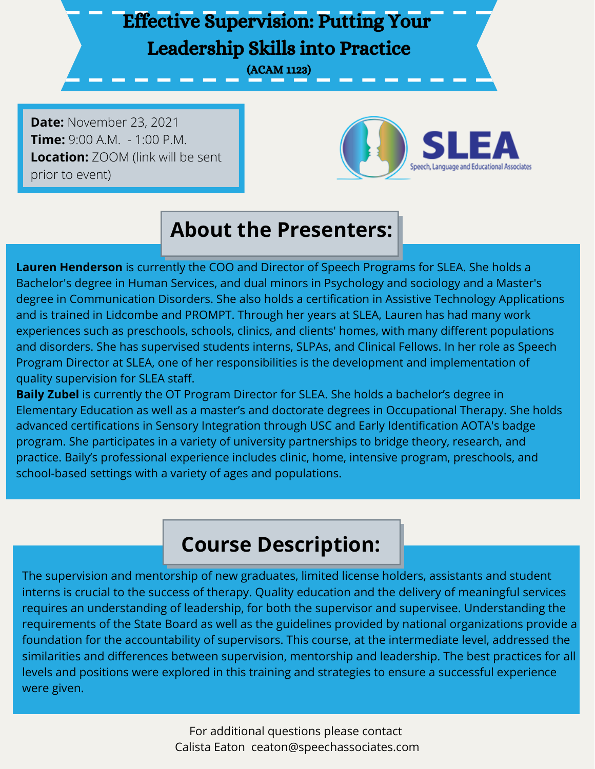# Effective Supervision: Putting Your Leadership Skills into Practice

**(ACAM 1123)**

**Date:** November 23, 2021
**Time:** 9:00 A.M. - 1:00 P.M.
**Location:** ZOOM (link will be sent prior to event)

SLEA
Speech, Language and Educational Associates

## About the Presenters:

**Lauren Henderson** is currently the COO and Director of Speech Programs for SLEA. She holds a Bachelor's degree in Human Services, and dual minors in Psychology and sociology and a Master's degree in Communication Disorders. She also holds a certification in Assistive Technology Applications and is trained in Lidcombe and PROMPT. Through her years at SLEA, Lauren has had many work experiences such as preschools, schools, clinics, and clients' homes, with many different populations and disorders. She has supervised students interns, SLPAs, and Clinical Fellows. In her role as Speech Program Director at SLEA, one of her responsibilities is the development and implementation of quality supervision for SLEA staff.

**Baily Zubel** is currently the OT Program Director for SLEA. She holds a bachelor's degree in Elementary Education as well as a master's and doctorate degrees in Occupational Therapy. She holds advanced certifications in Sensory Integration through USC and Early Identification AOTA's badge program. She participates in a variety of university partnerships to bridge theory, research, and practice. Baily's professional experience includes clinic, home, intensive program, preschools, and school-based settings with a variety of ages and populations.

## Course Description:

The supervision and mentorship of new graduates, limited license holders, assistants and student interns is crucial to the success of therapy. Quality education and the delivery of meaningful services requires an understanding of leadership, for both the supervisor and supervisee. Understanding the requirements of the State Board as well as the guidelines provided by national organizations provide a foundation for the accountability of supervisors. This course, at the intermediate level, addressed the similarities and differences between supervision, mentorship and leadership. The best practices for all levels and positions were explored in this training and strategies to ensure a successful experience were given.

For additional questions please contact
Calista Eaton ceaton@speechassociates.com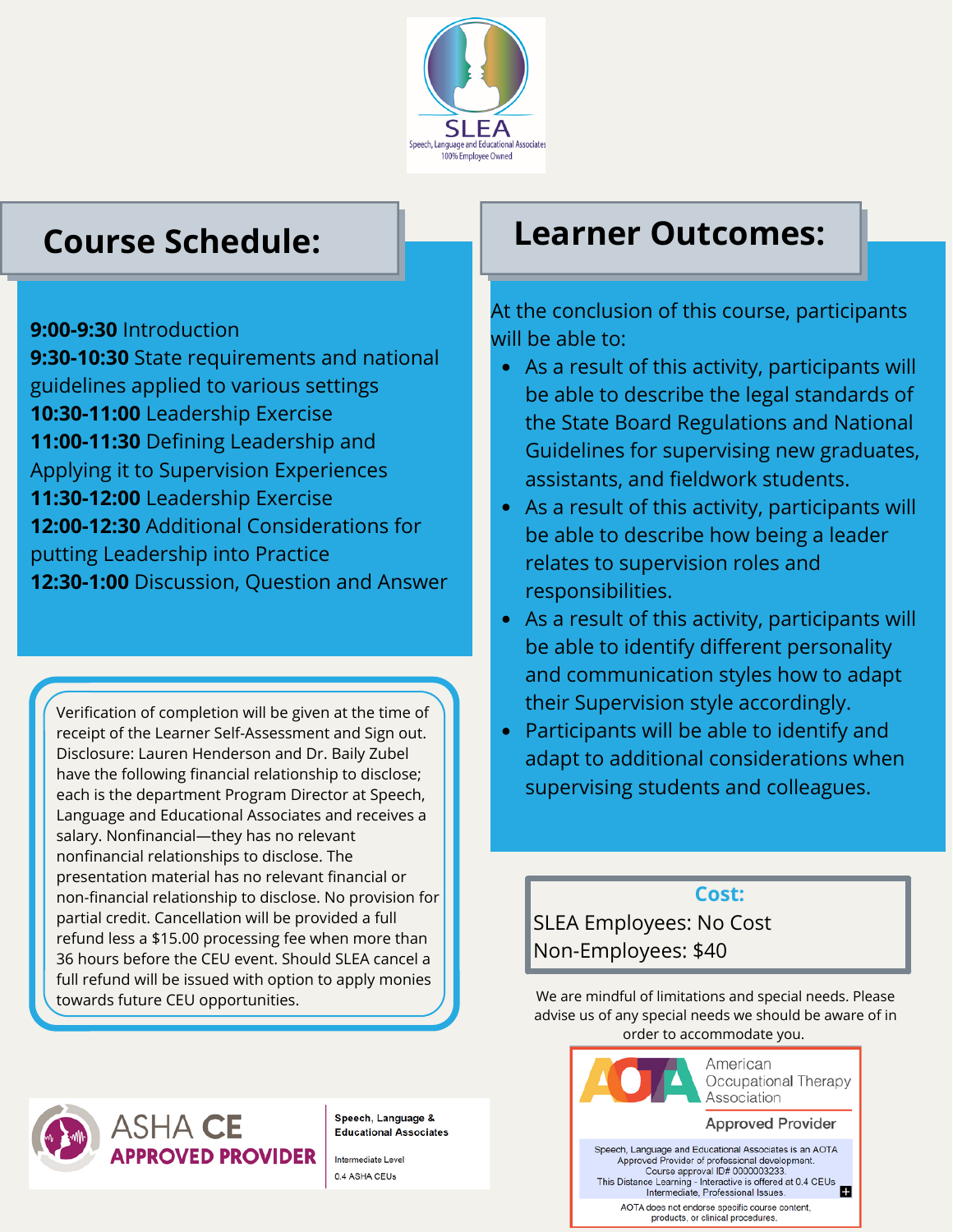SLEA
Speech, Language and Educational Associates
100% Employee Owned

## Course Schedule:

**9:00-9:30** Introduction
**9:30-10:30** State requirements and national guidelines applied to various settings
**10:30-11:00** Leadership Exercise
**11:00-11:30** Defining Leadership and Applying it to Supervision Experiences
**11:30-12:00** Leadership Exercise
**12:00-12:30** Additional Considerations for putting Leadership into Practice
**12:30-1:00** Discussion, Question and Answer

Verification of completion will be given at the time of receipt of the Learner Self-Assessment and Sign out. Disclosure: Lauren Henderson and Dr. Baily Zubel have the following financial relationship to disclose; each is the department Program Director at Speech, Language and Educational Associates and receives a salary. Nonfinancial—they has no relevant nonfinancial relationships to disclose. The presentation material has no relevant financial or non-financial relationship to disclose. No provision for partial credit. Cancellation will be provided a full refund less a $15.00 processing fee when more than 36 hours before the CEU event. Should SLEA cancel a full refund will be issued with option to apply monies towards future CEU opportunities.

## Learner Outcomes:

At the conclusion of this course, participants will be able to:

- As a result of this activity, participants will be able to describe the legal standards of the State Board Regulations and National Guidelines for supervising new graduates, assistants, and fieldwork students.
- As a result of this activity, participants will be able to describe how being a leader relates to supervision roles and responsibilities.
- As a result of this activity, participants will be able to identify different personality and communication styles how to adapt their Supervision style accordingly.
- Participants will be able to identify and adapt to additional considerations when supervising students and colleagues.

**Cost:**
SLEA Employees: No Cost
Non-Employees: $40

We are mindful of limitations and special needs. Please advise us of any special needs we should be aware of in order to accommodate you.

ASHA CE APPROVED PROVIDER

Speech, Language & Educational Associates

Intermediate Level

0.4 ASHA CEUs

AOTA American Occupational Therapy Association

Approved Provider

Speech, Language and Educational Associates is an AOTA Approved Provider of professional development. Course approval ID# 0000003233. This Distance Learning - Interactive is offered at 0.4 CEUs Intermediate, Professional Issues.

AOTA does not endorse specific course content, products, or clinical procedures.